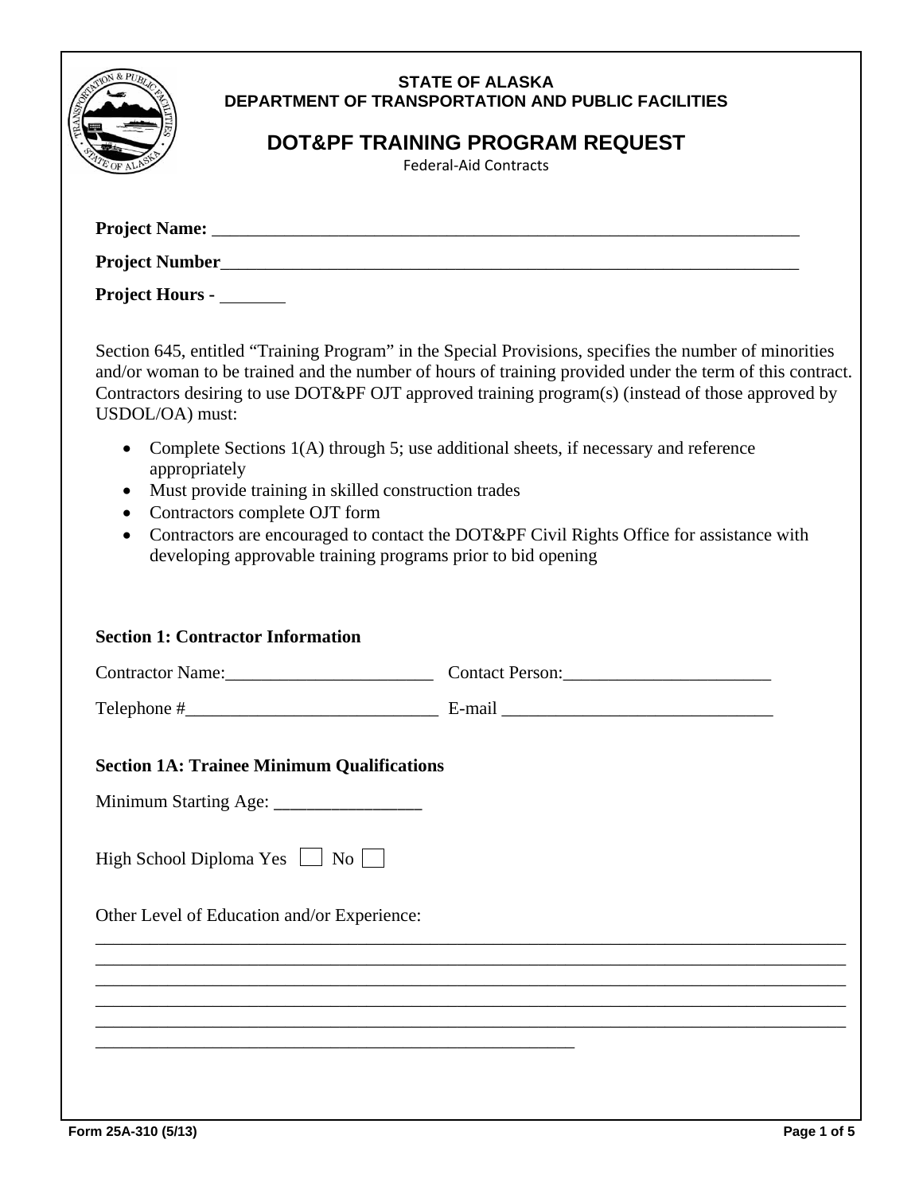**STATE OF ALASKA**
**DEPARTMENT OF TRANSPORTATION AND PUBLIC FACILITIES**

# DOT&PF TRAINING PROGRAM REQUEST

Federal-Aid Contracts

**Project Name:** ___________________________________________________________________

**Project Number**___________________________________________________________________

**Project Hours -** _______

Section 645, entitled "Training Program" in the Special Provisions, specifies the number of minorities and/or woman to be trained and the number of hours of training provided under the term of this contract. Contractors desiring to use DOT&PF OJT approved training program(s) (instead of those approved by USDOL/OA) must:

- Complete Sections 1(A) through 5; use additional sheets, if necessary and reference appropriately
- Must provide training in skilled construction trades
- Contractors complete OJT form
- Contractors are encouraged to contact the DOT&PF Civil Rights Office for assistance with developing approvable training programs prior to bid opening

**Section 1: Contractor Information**

Contractor Name:_______________________ Contact Person:_______________________

Telephone #____________________________ E-mail ______________________________

**Section 1A: Trainee Minimum Qualifications**

Minimum Starting Age: ________________

High School Diploma Yes ☐ No ☐

Other Level of Education and/or Experience:

_____________________________________________________________________________________
_____________________________________________________________________________________
_____________________________________________________________________________________
_____________________________________________________________________________________
_____________________________________________________________________________________
______________________________________________________

Form 25A-310 (5/13)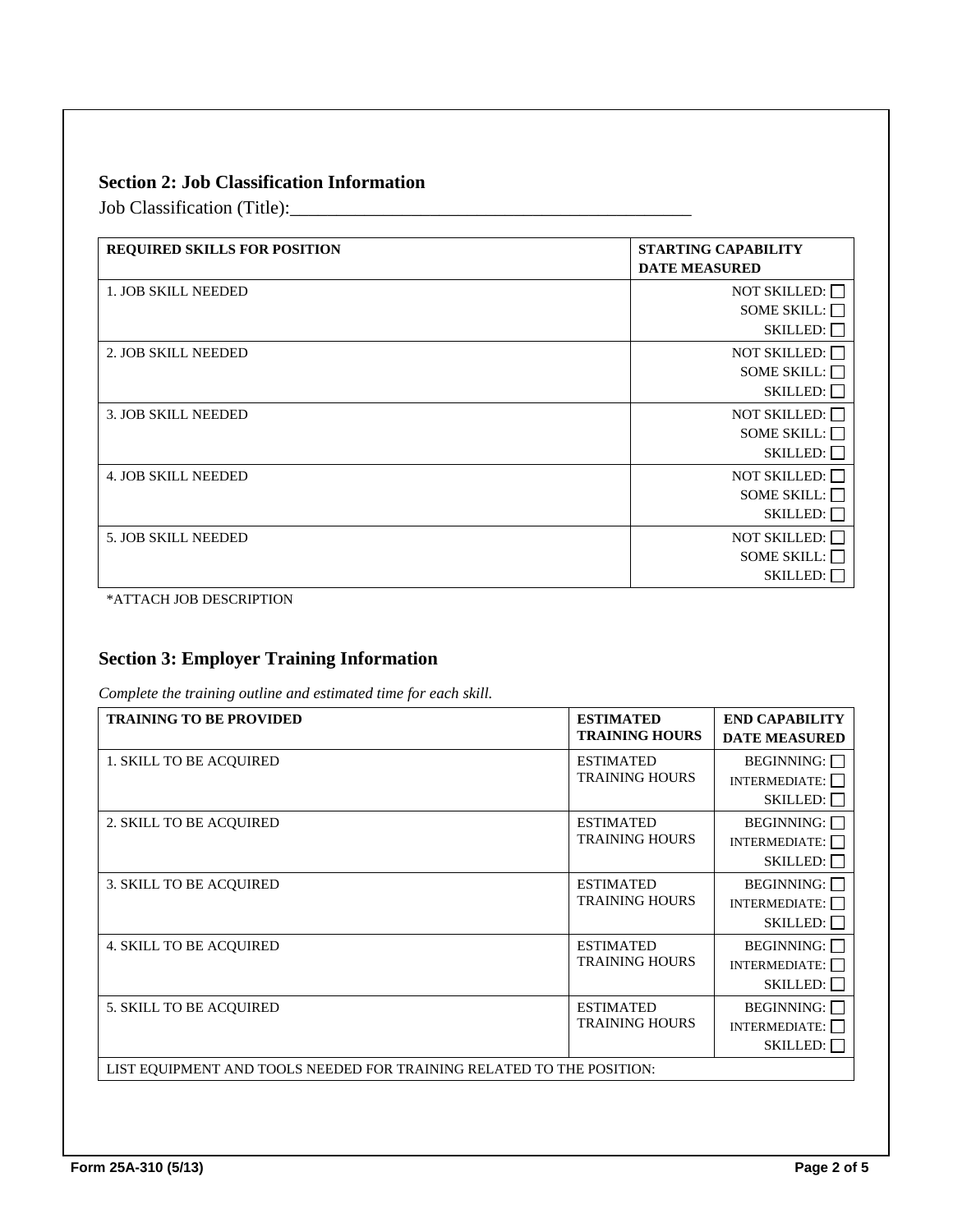## Section 2: Job Classification Information

Job Classification (Title):_____________________________________________

| REQUIRED SKILLS FOR POSITION | STARTING CAPABILITY DATE MEASURED |
|---|---|
| 1. JOB SKILL NEEDED | NOT SKILLED: ☐<br>SOME SKILL: ☐<br>SKILLED: ☐ |
| 2. JOB SKILL NEEDED | NOT SKILLED: ☐<br>SOME SKILL: ☐<br>SKILLED: ☐ |
| 3. JOB SKILL NEEDED | NOT SKILLED: ☐<br>SOME SKILL: ☐<br>SKILLED: ☐ |
| 4. JOB SKILL NEEDED | NOT SKILLED: ☐<br>SOME SKILL: ☐<br>SKILLED: ☐ |
| 5. JOB SKILL NEEDED | NOT SKILLED: ☐<br>SOME SKILL: ☐<br>SKILLED: ☐ |

*ATTACH JOB DESCRIPTION

## Section 3: Employer Training Information

*Complete the training outline and estimated time for each skill.*

| TRAINING TO BE PROVIDED | ESTIMATED TRAINING HOURS | END CAPABILITY DATE MEASURED |
|---|---|---|
| 1. SKILL TO BE ACQUIRED | ESTIMATED TRAINING HOURS | BEGINNING: ☐<br>INTERMEDIATE: ☐<br>SKILLED: ☐ |
| 2. SKILL TO BE ACQUIRED | ESTIMATED TRAINING HOURS | BEGINNING: ☐<br>INTERMEDIATE: ☐<br>SKILLED: ☐ |
| 3. SKILL TO BE ACQUIRED | ESTIMATED TRAINING HOURS | BEGINNING: ☐<br>INTERMEDIATE: ☐<br>SKILLED: ☐ |
| 4. SKILL TO BE ACQUIRED | ESTIMATED TRAINING HOURS | BEGINNING: ☐<br>INTERMEDIATE: ☐<br>SKILLED: ☐ |
| 5. SKILL TO BE ACQUIRED | ESTIMATED TRAINING HOURS | BEGINNING: ☐<br>INTERMEDIATE: ☐<br>SKILLED: ☐ |
| LIST EQUIPMENT AND TOOLS NEEDED FOR TRAINING RELATED TO THE POSITION: | | |

Form 25A-310 (5/13)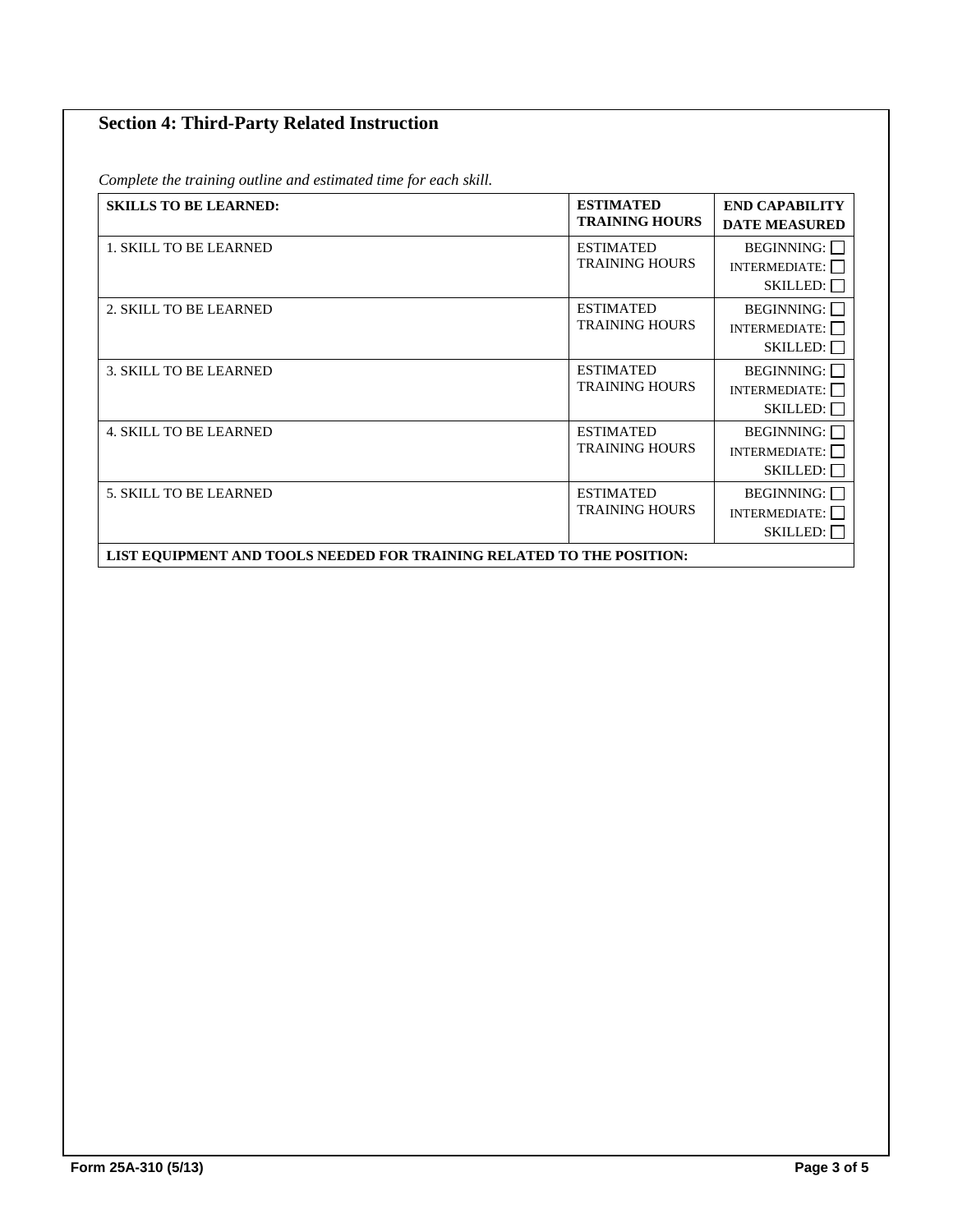## Section 4: Third-Party Related Instruction

*Complete the training outline and estimated time for each skill.*

| **SKILLS TO BE LEARNED:** | **ESTIMATED TRAINING HOURS** | **END CAPABILITY DATE MEASURED** |
| --- | --- | --- |
| 1. SKILL TO BE LEARNED | ESTIMATED TRAINING HOURS | BEGINNING: ☐ INTERMEDIATE: ☐ SKILLED: ☐ |
| 2. SKILL TO BE LEARNED | ESTIMATED TRAINING HOURS | BEGINNING: ☐ INTERMEDIATE: ☐ SKILLED: ☐ |
| 3. SKILL TO BE LEARNED | ESTIMATED TRAINING HOURS | BEGINNING: ☐ INTERMEDIATE: ☐ SKILLED: ☐ |
| 4. SKILL TO BE LEARNED | ESTIMATED TRAINING HOURS | BEGINNING: ☐ INTERMEDIATE: ☐ SKILLED: ☐ |
| 5. SKILL TO BE LEARNED | ESTIMATED TRAINING HOURS | BEGINNING: ☐ INTERMEDIATE: ☐ SKILLED: ☐ |
| **LIST EQUIPMENT AND TOOLS NEEDED FOR TRAINING RELATED TO THE POSITION:** | | |

**Form 25A-310 (5/13)**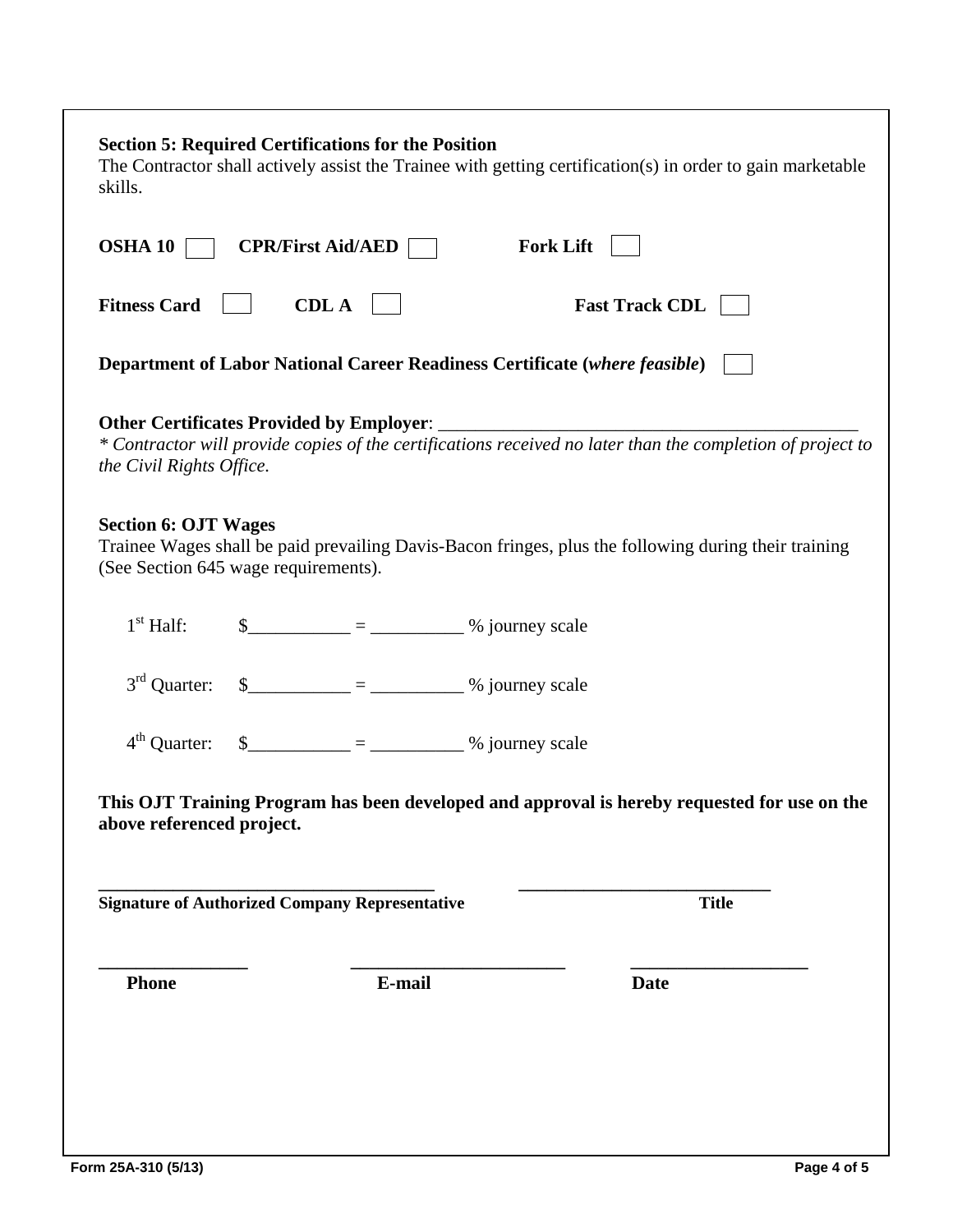**Section 5: Required Certifications for the Position**

The Contractor shall actively assist the Trainee with getting certification(s) in order to gain marketable skills.

**OSHA 10** ☐ **CPR/First Aid/AED** ☐ **Fork Lift** ☐

**Fitness Card** ☐ **CDL A** ☐ **Fast Track CDL** ☐

**Department of Labor National Career Readiness Certificate (*where feasible*)** ☐

**Other Certificates Provided by Employer**: ______________________________________________

*\* Contractor will provide copies of the certifications received no later than the completion of project to the Civil Rights Office.*

**Section 6: OJT Wages**

Trainee Wages shall be paid prevailing Davis-Bacon fringes, plus the following during their training (See Section 645 wage requirements).

1st Half: $___________ = __________ % journey scale

3rd Quarter: $___________ = __________ % journey scale

4th Quarter: $___________ = __________ % journey scale

**This OJT Training Program has been developed and approval is hereby requested for use on the above referenced project.**

_____________________________________ ____________________________

**Signature of Authorized Company Representative** **Title**

________________ ________________________ ___________________

**Phone** **E-mail** **Date**

Form 25A-310 (5/13)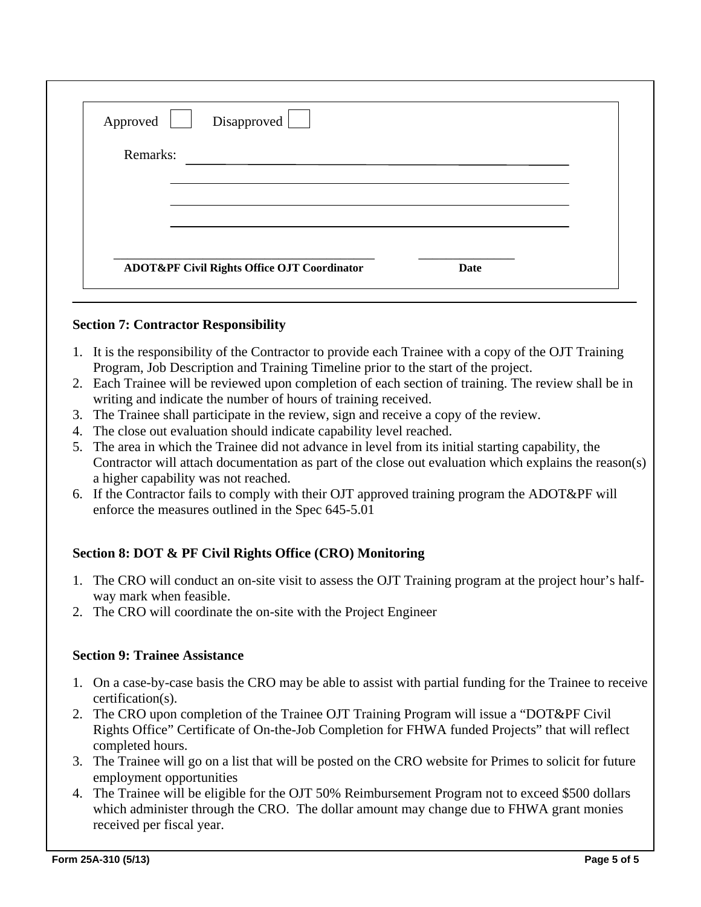Approved ☐ Disapproved ☐

Remarks: ________________________________________________

________________________________________________

________________________________________________

________________________________________________

________________________________________ ______________

**ADOT&PF Civil Rights Office OJT Coordinator** **Date**

---

**Section 7: Contractor Responsibility**

1. It is the responsibility of the Contractor to provide each Trainee with a copy of the OJT Training Program, Job Description and Training Timeline prior to the start of the project.
2. Each Trainee will be reviewed upon completion of each section of training. The review shall be in writing and indicate the number of hours of training received.
3. The Trainee shall participate in the review, sign and receive a copy of the review.
4. The close out evaluation should indicate capability level reached.
5. The area in which the Trainee did not advance in level from its initial starting capability, the Contractor will attach documentation as part of the close out evaluation which explains the reason(s) a higher capability was not reached.
6. If the Contractor fails to comply with their OJT approved training program the ADOT&PF will enforce the measures outlined in the Spec 645-5.01

**Section 8: DOT & PF Civil Rights Office (CRO) Monitoring**

1. The CRO will conduct an on-site visit to assess the OJT Training program at the project hour's half-way mark when feasible.
2. The CRO will coordinate the on-site with the Project Engineer

**Section 9: Trainee Assistance**

1. On a case-by-case basis the CRO may be able to assist with partial funding for the Trainee to receive certification(s).
2. The CRO upon completion of the Trainee OJT Training Program will issue a "DOT&PF Civil Rights Office" Certificate of On-the-Job Completion for FHWA funded Projects" that will reflect completed hours.
3. The Trainee will go on a list that will be posted on the CRO website for Primes to solicit for future employment opportunities
4. The Trainee will be eligible for the OJT 50% Reimbursement Program not to exceed $500 dollars which administer through the CRO. The dollar amount may change due to FHWA grant monies received per fiscal year.

Form 25A-310 (5/13)